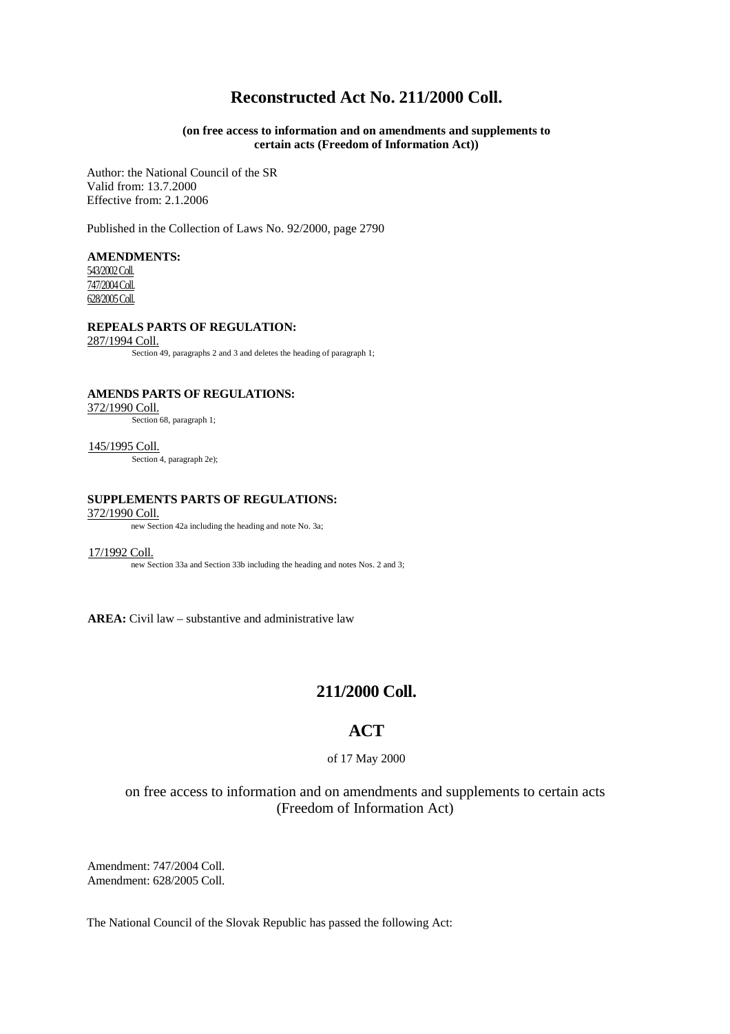# Reconstructed Act No. 211/2000 Coll.

**(on free access to information and on amendments and supplements to certain acts (Freedom of Information Act))**

Author: the National Council of the SR
Valid from: 13.7.2000
Effective from: 2.1.2006

Published in the Collection of Laws No. 92/2000, page 2790

**AMENDMENTS:**
543/2002 Coll.
747/2004 Coll.
628/2005 Coll.

**REPEALS PARTS OF REGULATION:**
287/1994 Coll.
Section 49, paragraphs 2 and 3 and deletes the heading of paragraph 1;

**AMENDS PARTS OF REGULATIONS:**
372/1990 Coll.
Section 68, paragraph 1;

145/1995 Coll.
Section 4, paragraph 2e);

**SUPPLEMENTS PARTS OF REGULATIONS:**
372/1990 Coll.
new Section 42a including the heading and note No. 3a;

17/1992 Coll.
new Section 33a and Section 33b including the heading and notes Nos. 2 and 3;

**AREA:** Civil law – substantive and administrative law

## 211/2000 Coll.

## ACT

of 17 May 2000

on free access to information and on amendments and supplements to certain acts (Freedom of Information Act)

Amendment: 747/2004 Coll.
Amendment: 628/2005 Coll.

The National Council of the Slovak Republic has passed the following Act: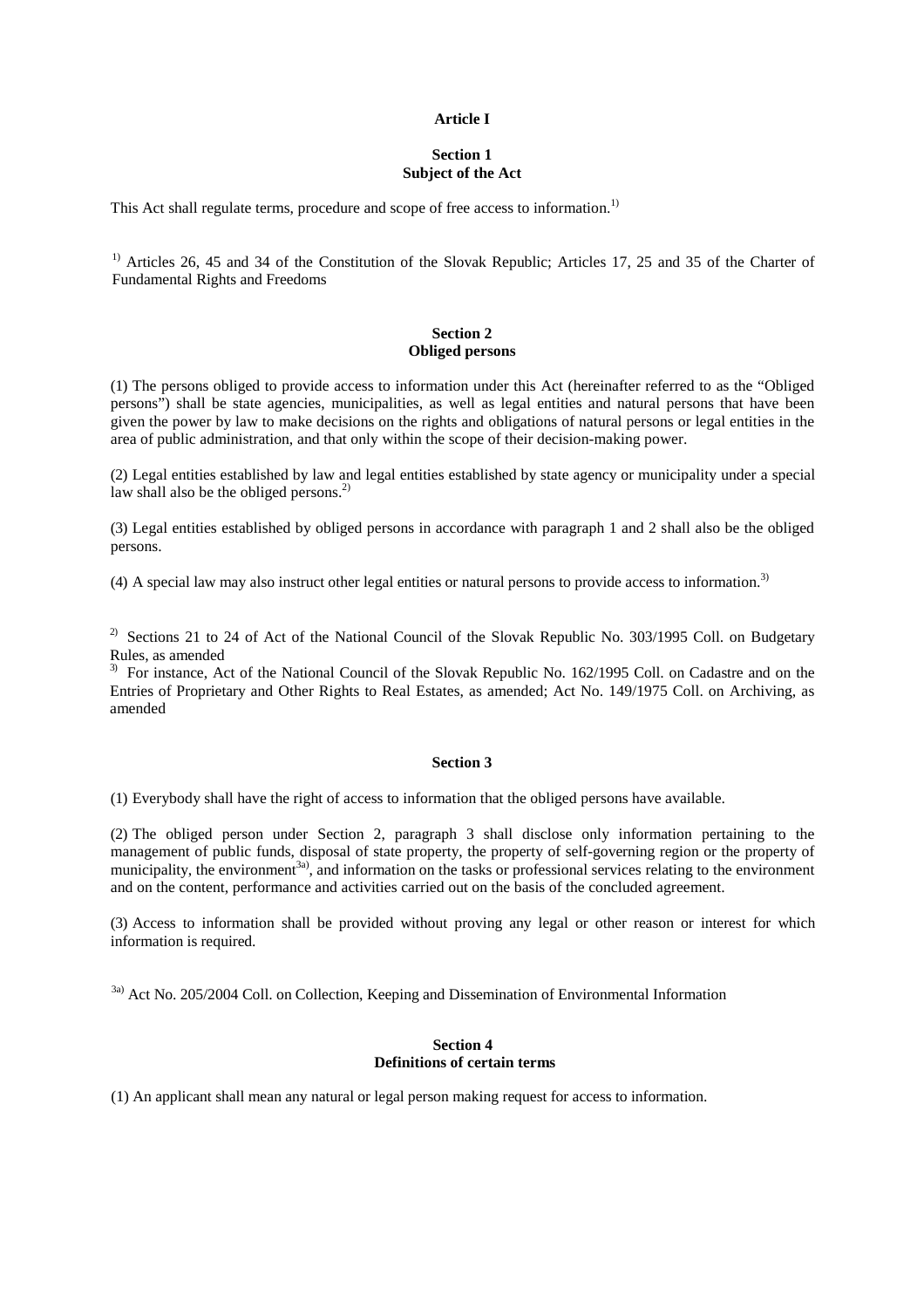**Article I**

**Section 1**
**Subject of the Act**

This Act shall regulate terms, procedure and scope of free access to information.[1)]

[1)] Articles 26, 45 and 34 of the Constitution of the Slovak Republic; Articles 17, 25 and 35 of the Charter of Fundamental Rights and Freedoms

**Section 2**
**Obliged persons**

(1) The persons obliged to provide access to information under this Act (hereinafter referred to as the "Obliged persons") shall be state agencies, municipalities, as well as legal entities and natural persons that have been given the power by law to make decisions on the rights and obligations of natural persons or legal entities in the area of public administration, and that only within the scope of their decision-making power.

(2) Legal entities established by law and legal entities established by state agency or municipality under a special law shall also be the obliged persons.[2)]

(3) Legal entities established by obliged persons in accordance with paragraph 1 and 2 shall also be the obliged persons.

(4) A special law may also instruct other legal entities or natural persons to provide access to information.[3)]

[2)] Sections 21 to 24 of Act of the National Council of the Slovak Republic No. 303/1995 Coll. on Budgetary Rules, as amended
[3)] For instance, Act of the National Council of the Slovak Republic No. 162/1995 Coll. on Cadastre and on the Entries of Proprietary and Other Rights to Real Estates, as amended; Act No. 149/1975 Coll. on Archiving, as amended

**Section 3**

(1) Everybody shall have the right of access to information that the obliged persons have available.

(2) The obliged person under Section 2, paragraph 3 shall disclose only information pertaining to the management of public funds, disposal of state property, the property of self-governing region or the property of municipality, the environment[3a)], and information on the tasks or professional services relating to the environment and on the content, performance and activities carried out on the basis of the concluded agreement.

(3) Access to information shall be provided without proving any legal or other reason or interest for which information is required.

[3a)] Act No. 205/2004 Coll. on Collection, Keeping and Dissemination of Environmental Information

**Section 4**
**Definitions of certain terms**

(1) An applicant shall mean any natural or legal person making request for access to information.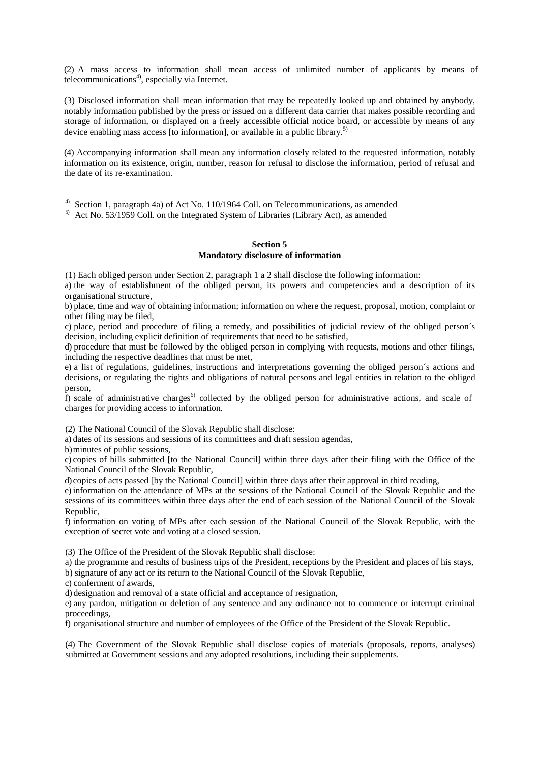(2) A mass access to information shall mean access of unlimited number of applicants by means of telecommunications[4], especially via Internet.

(3) Disclosed information shall mean information that may be repeatedly looked up and obtained by anybody, notably information published by the press or issued on a different data carrier that makes possible recording and storage of information, or displayed on a freely accessible official notice board, or accessible by means of any device enabling mass access [to information], or available in a public library.[5]

(4) Accompanying information shall mean any information closely related to the requested information, notably information on its existence, origin, number, reason for refusal to disclose the information, period of refusal and the date of its re-examination.

[4] Section 1, paragraph 4a) of Act No. 110/1964 Coll. on Telecommunications, as amended

[5] Act No. 53/1959 Coll. on the Integrated System of Libraries (Library Act), as amended

## Section 5
## Mandatory disclosure of information

(1) Each obliged person under Section 2, paragraph 1 a 2 shall disclose the following information:

a) the way of establishment of the obliged person, its powers and competencies and a description of its organisational structure,

b) place, time and way of obtaining information; information on where the request, proposal, motion, complaint or other filing may be filed,

c) place, period and procedure of filing a remedy, and possibilities of judicial review of the obliged person´s decision, including explicit definition of requirements that need to be satisfied,

d) procedure that must be followed by the obliged person in complying with requests, motions and other filings, including the respective deadlines that must be met,

e) a list of regulations, guidelines, instructions and interpretations governing the obliged person´s actions and decisions, or regulating the rights and obligations of natural persons and legal entities in relation to the obliged person,

f) scale of administrative charges[6] collected by the obliged person for administrative actions, and scale of charges for providing access to information.

(2) The National Council of the Slovak Republic shall disclose:

a) dates of its sessions and sessions of its committees and draft session agendas,

b) minutes of public sessions,

c) copies of bills submitted [to the National Council] within three days after their filing with the Office of the National Council of the Slovak Republic,

d) copies of acts passed [by the National Council] within three days after their approval in third reading,

e) information on the attendance of MPs at the sessions of the National Council of the Slovak Republic and the sessions of its committees within three days after the end of each session of the National Council of the Slovak Republic,

f) information on voting of MPs after each session of the National Council of the Slovak Republic, with the exception of secret vote and voting at a closed session.

(3) The Office of the President of the Slovak Republic shall disclose:

a) the programme and results of business trips of the President, receptions by the President and places of his stays,

b) signature of any act or its return to the National Council of the Slovak Republic,

c) conferment of awards,

d) designation and removal of a state official and acceptance of resignation,

e) any pardon, mitigation or deletion of any sentence and any ordinance not to commence or interrupt criminal proceedings,

f) organisational structure and number of employees of the Office of the President of the Slovak Republic.

(4) The Government of the Slovak Republic shall disclose copies of materials (proposals, reports, analyses) submitted at Government sessions and any adopted resolutions, including their supplements.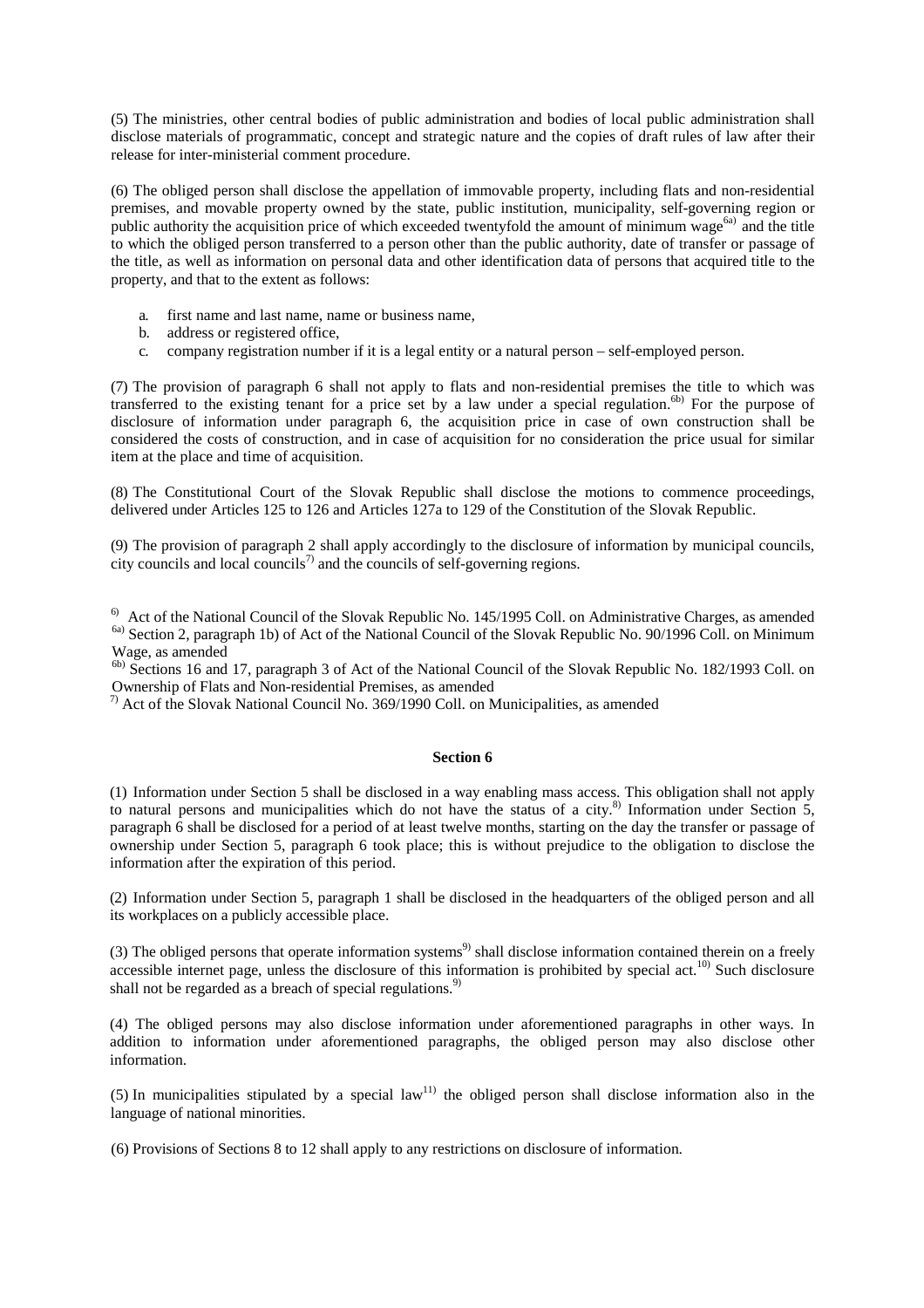(5) The ministries, other central bodies of public administration and bodies of local public administration shall disclose materials of programmatic, concept and strategic nature and the copies of draft rules of law after their release for inter-ministerial comment procedure.

(6) The obliged person shall disclose the appellation of immovable property, including flats and non-residential premises, and movable property owned by the state, public institution, municipality, self-governing region or public authority the acquisition price of which exceeded twentyfold the amount of minimum wage[6a] and the title to which the obliged person transferred to a person other than the public authority, date of transfer or passage of the title, as well as information on personal data and other identification data of persons that acquired title to the property, and that to the extent as follows:

a. first name and last name, name or business name,
b. address or registered office,
c. company registration number if it is a legal entity or a natural person – self-employed person.

(7) The provision of paragraph 6 shall not apply to flats and non-residential premises the title to which was transferred to the existing tenant for a price set by a law under a special regulation.[6b] For the purpose of disclosure of information under paragraph 6, the acquisition price in case of own construction shall be considered the costs of construction, and in case of acquisition for no consideration the price usual for similar item at the place and time of acquisition.

(8) The Constitutional Court of the Slovak Republic shall disclose the motions to commence proceedings, delivered under Articles 125 to 126 and Articles 127a to 129 of the Constitution of the Slovak Republic.

(9) The provision of paragraph 2 shall apply accordingly to the disclosure of information by municipal councils, city councils and local councils[7] and the councils of self-governing regions.

[6] Act of the National Council of the Slovak Republic No. 145/1995 Coll. on Administrative Charges, as amended
[6a] Section 2, paragraph 1b) of Act of the National Council of the Slovak Republic No. 90/1996 Coll. on Minimum Wage, as amended
[6b] Sections 16 and 17, paragraph 3 of Act of the National Council of the Slovak Republic No. 182/1993 Coll. on Ownership of Flats and Non-residential Premises, as amended
[7] Act of the Slovak National Council No. 369/1990 Coll. on Municipalities, as amended

## Section 6

(1) Information under Section 5 shall be disclosed in a way enabling mass access. This obligation shall not apply to natural persons and municipalities which do not have the status of a city.[8] Information under Section 5, paragraph 6 shall be disclosed for a period of at least twelve months, starting on the day the transfer or passage of ownership under Section 5, paragraph 6 took place; this is without prejudice to the obligation to disclose the information after the expiration of this period.

(2) Information under Section 5, paragraph 1 shall be disclosed in the headquarters of the obliged person and all its workplaces on a publicly accessible place.

(3) The obliged persons that operate information systems[9] shall disclose information contained therein on a freely accessible internet page, unless the disclosure of this information is prohibited by special act.[10] Such disclosure shall not be regarded as a breach of special regulations.[9]

(4) The obliged persons may also disclose information under aforementioned paragraphs in other ways. In addition to information under aforementioned paragraphs, the obliged person may also disclose other information.

(5) In municipalities stipulated by a special law[11] the obliged person shall disclose information also in the language of national minorities.

(6) Provisions of Sections 8 to 12 shall apply to any restrictions on disclosure of information.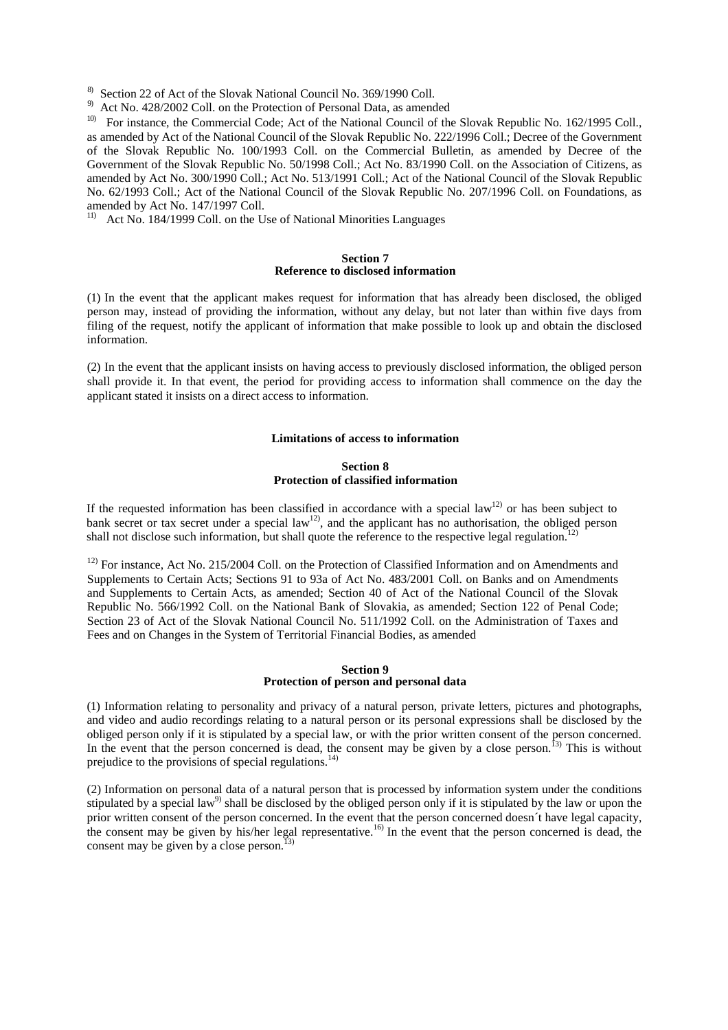[8] Section 22 of Act of the Slovak National Council No. 369/1990 Coll.

[9] Act No. 428/2002 Coll. on the Protection of Personal Data, as amended

[10] For instance, the Commercial Code; Act of the National Council of the Slovak Republic No. 162/1995 Coll., as amended by Act of the National Council of the Slovak Republic No. 222/1996 Coll.; Decree of the Government of the Slovak Republic No. 100/1993 Coll. on the Commercial Bulletin, as amended by Decree of the Government of the Slovak Republic No. 50/1998 Coll.; Act No. 83/1990 Coll. on the Association of Citizens, as amended by Act No. 300/1990 Coll.; Act No. 513/1991 Coll.; Act of the National Council of the Slovak Republic No. 62/1993 Coll.; Act of the National Council of the Slovak Republic No. 207/1996 Coll. on Foundations, as amended by Act No. 147/1997 Coll.

[11] Act No. 184/1999 Coll. on the Use of National Minorities Languages

**Section 7**
**Reference to disclosed information**

(1) In the event that the applicant makes request for information that has already been disclosed, the obliged person may, instead of providing the information, without any delay, but not later than within five days from filing of the request, notify the applicant of information that make possible to look up and obtain the disclosed information.

(2) In the event that the applicant insists on having access to previously disclosed information, the obliged person shall provide it. In that event, the period for providing access to information shall commence on the day the applicant stated it insists on a direct access to information.

**Limitations of access to information**

**Section 8**
**Protection of classified information**

If the requested information has been classified in accordance with a special law[12] or has been subject to bank secret or tax secret under a special law[12], and the applicant has no authorisation, the obliged person shall not disclose such information, but shall quote the reference to the respective legal regulation.[12]

[12] For instance, Act No. 215/2004 Coll. on the Protection of Classified Information and on Amendments and Supplements to Certain Acts; Sections 91 to 93a of Act No. 483/2001 Coll. on Banks and on Amendments and Supplements to Certain Acts, as amended; Section 40 of Act of the National Council of the Slovak Republic No. 566/1992 Coll. on the National Bank of Slovakia, as amended; Section 122 of Penal Code; Section 23 of Act of the Slovak National Council No. 511/1992 Coll. on the Administration of Taxes and Fees and on Changes in the System of Territorial Financial Bodies, as amended

**Section 9**
**Protection of person and personal data**

(1) Information relating to personality and privacy of a natural person, private letters, pictures and photographs, and video and audio recordings relating to a natural person or its personal expressions shall be disclosed by the obliged person only if it is stipulated by a special law, or with the prior written consent of the person concerned. In the event that the person concerned is dead, the consent may be given by a close person.[13] This is without prejudice to the provisions of special regulations.[14]

(2) Information on personal data of a natural person that is processed by information system under the conditions stipulated by a special law[9] shall be disclosed by the obliged person only if it is stipulated by the law or upon the prior written consent of the person concerned. In the event that the person concerned doesn´t have legal capacity, the consent may be given by his/her legal representative.[16] In the event that the person concerned is dead, the consent may be given by a close person.[13]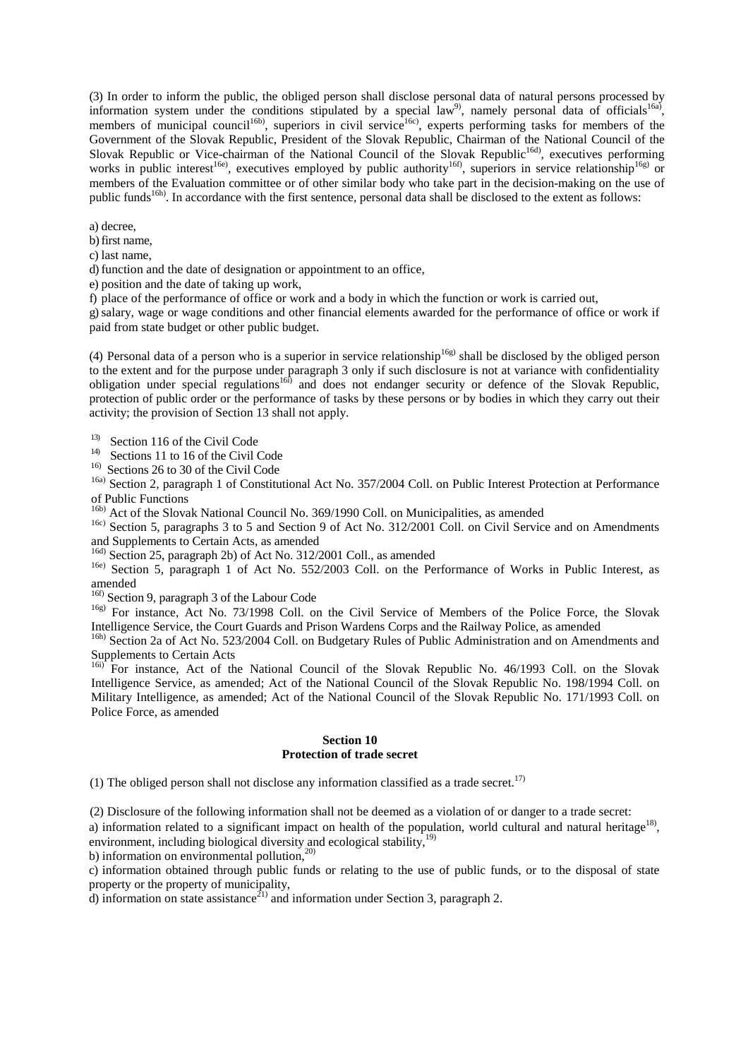(3) In order to inform the public, the obliged person shall disclose personal data of natural persons processed by information system under the conditions stipulated by a special law[9)], namely personal data of officials[16a)], members of municipal council[16b)], superiors in civil service[16c)], experts performing tasks for members of the Government of the Slovak Republic, President of the Slovak Republic, Chairman of the National Council of the Slovak Republic or Vice-chairman of the National Council of the Slovak Republic[16d)], executives performing works in public interest[16e)], executives employed by public authority[16f)], superiors in service relationship[16g)] or members of the Evaluation committee or of other similar body who take part in the decision-making on the use of public funds[16h)]. In accordance with the first sentence, personal data shall be disclosed to the extent as follows:

a) decree,
b) first name,
c) last name,
d) function and the date of designation or appointment to an office,
e) position and the date of taking up work,
f) place of the performance of office or work and a body in which the function or work is carried out,
g) salary, wage or wage conditions and other financial elements awarded for the performance of office or work if paid from state budget or other public budget.

(4) Personal data of a person who is a superior in service relationship[16g)] shall be disclosed by the obliged person to the extent and for the purpose under paragraph 3 only if such disclosure is not at variance with confidentiality obligation under special regulations[16i)] and does not endanger security or defence of the Slovak Republic, protection of public order or the performance of tasks by these persons or by bodies in which they carry out their activity; the provision of Section 13 shall not apply.

[13)] Section 116 of the Civil Code
[14)] Sections 11 to 16 of the Civil Code
[16)] Sections 26 to 30 of the Civil Code
[16a)] Section 2, paragraph 1 of Constitutional Act No. 357/2004 Coll. on Public Interest Protection at Performance of Public Functions
[16b)] Act of the Slovak National Council No. 369/1990 Coll. on Municipalities, as amended
[16c)] Section 5, paragraphs 3 to 5 and Section 9 of Act No. 312/2001 Coll. on Civil Service and on Amendments and Supplements to Certain Acts, as amended
[16d)] Section 25, paragraph 2b) of Act No. 312/2001 Coll., as amended
[16e)] Section 5, paragraph 1 of Act No. 552/2003 Coll. on the Performance of Works in Public Interest, as amended
[16f)] Section 9, paragraph 3 of the Labour Code
[16g)] For instance, Act No. 73/1998 Coll. on the Civil Service of Members of the Police Force, the Slovak Intelligence Service, the Court Guards and Prison Wardens Corps and the Railway Police, as amended
[16h)] Section 2a of Act No. 523/2004 Coll. on Budgetary Rules of Public Administration and on Amendments and Supplements to Certain Acts
[16i)] For instance, Act of the National Council of the Slovak Republic No. 46/1993 Coll. on the Slovak Intelligence Service, as amended; Act of the National Council of the Slovak Republic No. 198/1994 Coll. on Military Intelligence, as amended; Act of the National Council of the Slovak Republic No. 171/1993 Coll. on Police Force, as amended

## Section 10
## Protection of trade secret

(1) The obliged person shall not disclose any information classified as a trade secret.[17)]

(2) Disclosure of the following information shall not be deemed as a violation of or danger to a trade secret:
a) information related to a significant impact on health of the population, world cultural and natural heritage[18)], environment, including biological diversity and ecological stability,[19)]
b) information on environmental pollution,[20)]
c) information obtained through public funds or relating to the use of public funds, or to the disposal of state property or the property of municipality,
d) information on state assistance[21)] and information under Section 3, paragraph 2.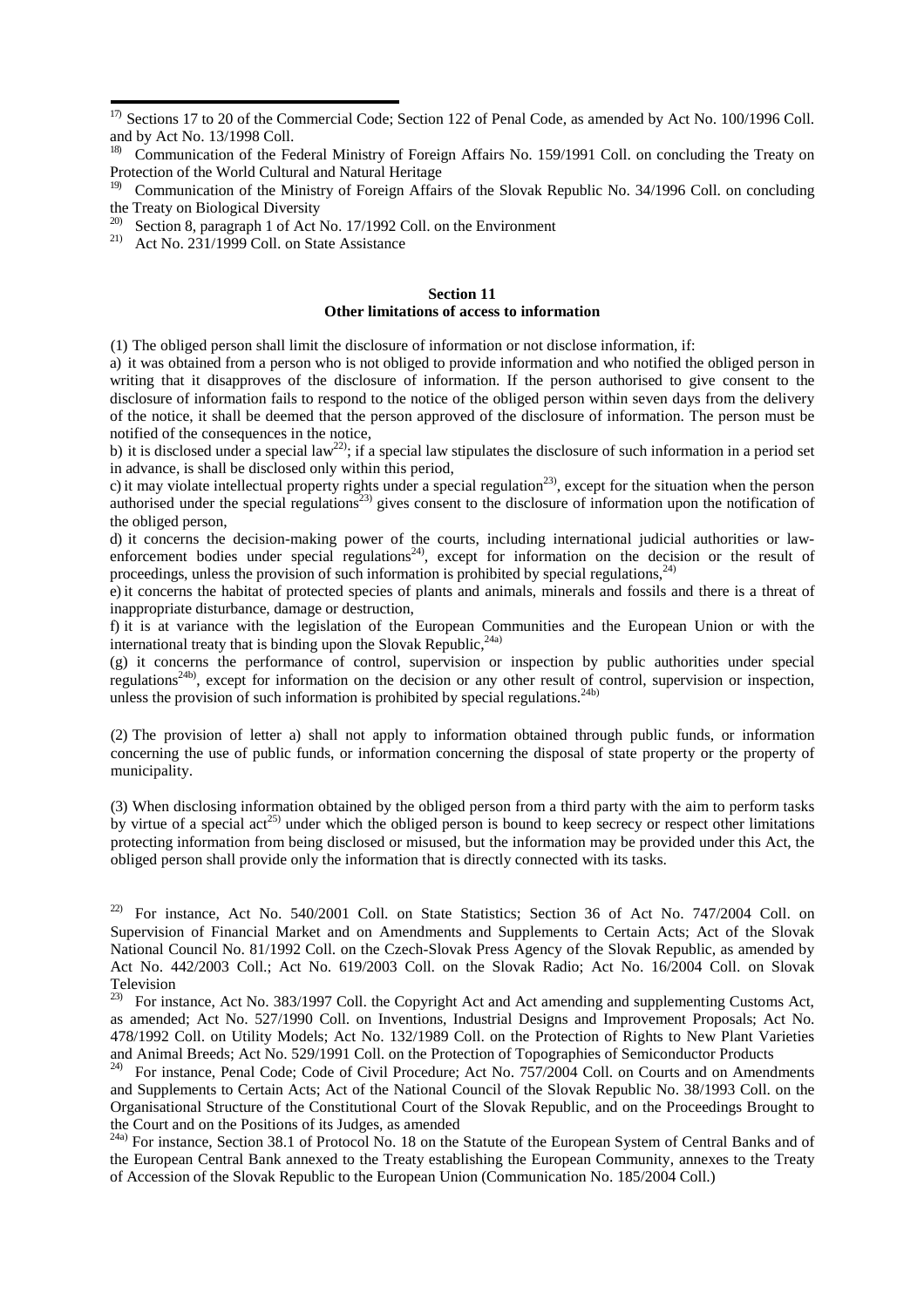[17] Sections 17 to 20 of the Commercial Code; Section 122 of Penal Code, as amended by Act No. 100/1996 Coll. and by Act No. 13/1998 Coll.

[18] Communication of the Federal Ministry of Foreign Affairs No. 159/1991 Coll. on concluding the Treaty on Protection of the World Cultural and Natural Heritage

[19] Communication of the Ministry of Foreign Affairs of the Slovak Republic No. 34/1996 Coll. on concluding the Treaty on Biological Diversity

[20] Section 8, paragraph 1 of Act No. 17/1992 Coll. on the Environment

[21] Act No. 231/1999 Coll. on State Assistance

## Section 11
## Other limitations of access to information

(1) The obliged person shall limit the disclosure of information or not disclose information, if:

a) it was obtained from a person who is not obliged to provide information and who notified the obliged person in writing that it disapproves of the disclosure of information. If the person authorised to give consent to the disclosure of information fails to respond to the notice of the obliged person within seven days from the delivery of the notice, it shall be deemed that the person approved of the disclosure of information. The person must be notified of the consequences in the notice,

b) it is disclosed under a special law[22]; if a special law stipulates the disclosure of such information in a period set in advance, is shall be disclosed only within this period,

c) it may violate intellectual property rights under a special regulation[23], except for the situation when the person authorised under the special regulations[23] gives consent to the disclosure of information upon the notification of the obliged person,

d) it concerns the decision-making power of the courts, including international judicial authorities or law-enforcement bodies under special regulations[24], except for information on the decision or the result of proceedings, unless the provision of such information is prohibited by special regulations,[24]

e) it concerns the habitat of protected species of plants and animals, minerals and fossils and there is a threat of inappropriate disturbance, damage or destruction,

f) it is at variance with the legislation of the European Communities and the European Union or with the international treaty that is binding upon the Slovak Republic,[24a]

(g) it concerns the performance of control, supervision or inspection by public authorities under special regulations[24b], except for information on the decision or any other result of control, supervision or inspection, unless the provision of such information is prohibited by special regulations.[24b]

(2) The provision of letter a) shall not apply to information obtained through public funds, or information concerning the use of public funds, or information concerning the disposal of state property or the property of municipality.

(3) When disclosing information obtained by the obliged person from a third party with the aim to perform tasks by virtue of a special act[25] under which the obliged person is bound to keep secrecy or respect other limitations protecting information from being disclosed or misused, but the information may be provided under this Act, the obliged person shall provide only the information that is directly connected with its tasks.

[22] For instance, Act No. 540/2001 Coll. on State Statistics; Section 36 of Act No. 747/2004 Coll. on Supervision of Financial Market and on Amendments and Supplements to Certain Acts; Act of the Slovak National Council No. 81/1992 Coll. on the Czech-Slovak Press Agency of the Slovak Republic, as amended by Act No. 442/2003 Coll.; Act No. 619/2003 Coll. on the Slovak Radio; Act No. 16/2004 Coll. on Slovak Television

[23] For instance, Act No. 383/1997 Coll. the Copyright Act and Act amending and supplementing Customs Act, as amended; Act No. 527/1990 Coll. on Inventions, Industrial Designs and Improvement Proposals; Act No. 478/1992 Coll. on Utility Models; Act No. 132/1989 Coll. on the Protection of Rights to New Plant Varieties and Animal Breeds; Act No. 529/1991 Coll. on the Protection of Topographies of Semiconductor Products

[24] For instance, Penal Code; Code of Civil Procedure; Act No. 757/2004 Coll. on Courts and on Amendments and Supplements to Certain Acts; Act of the National Council of the Slovak Republic No. 38/1993 Coll. on the Organisational Structure of the Constitutional Court of the Slovak Republic, and on the Proceedings Brought to the Court and on the Positions of its Judges, as amended

[24a] For instance, Section 38.1 of Protocol No. 18 on the Statute of the European System of Central Banks and of the European Central Bank annexed to the Treaty establishing the European Community, annexes to the Treaty of Accession of the Slovak Republic to the European Union (Communication No. 185/2004 Coll.)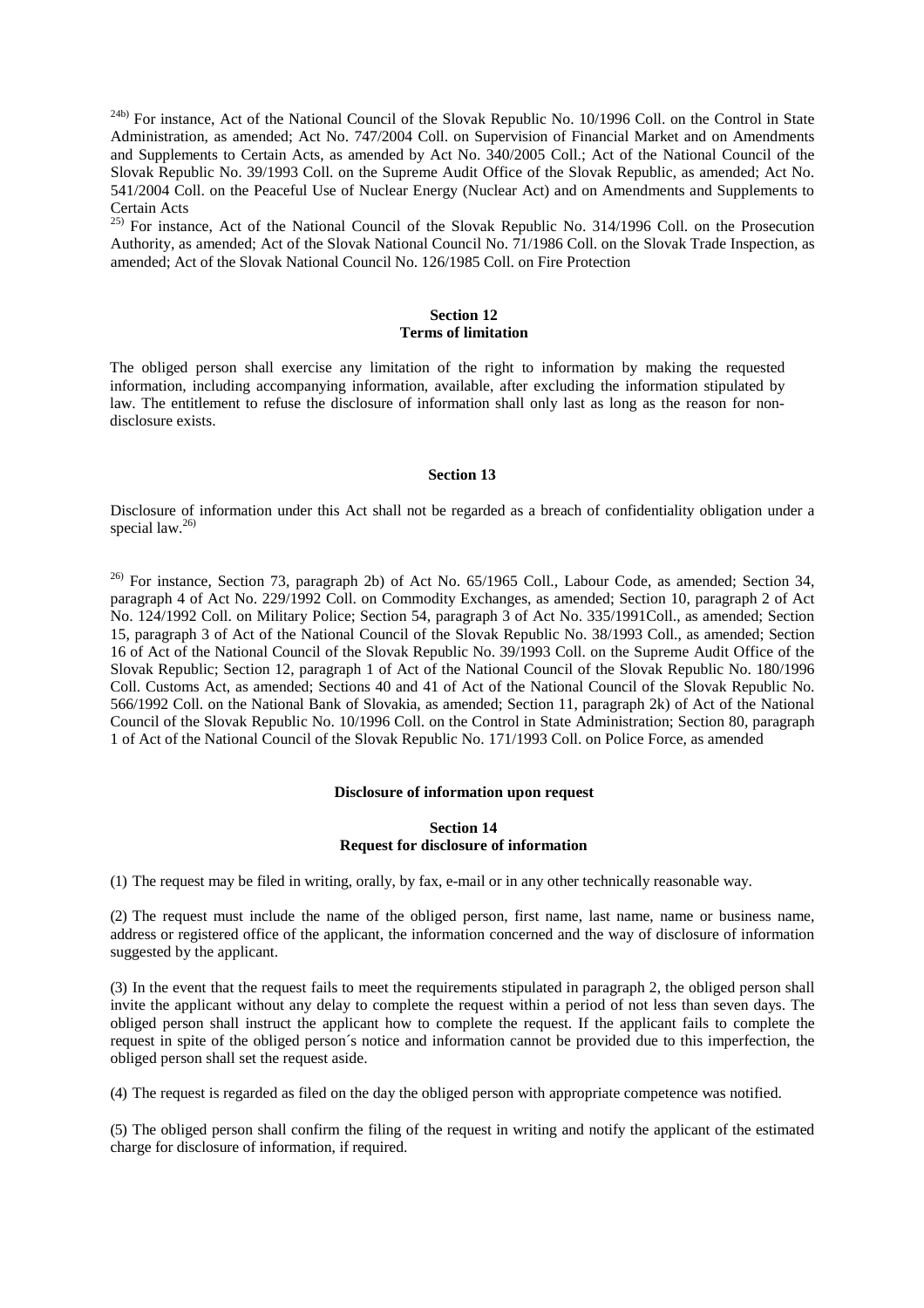[24b)] For instance, Act of the National Council of the Slovak Republic No. 10/1996 Coll. on the Control in State Administration, as amended; Act No. 747/2004 Coll. on Supervision of Financial Market and on Amendments and Supplements to Certain Acts, as amended by Act No. 340/2005 Coll.; Act of the National Council of the Slovak Republic No. 39/1993 Coll. on the Supreme Audit Office of the Slovak Republic, as amended; Act No. 541/2004 Coll. on the Peaceful Use of Nuclear Energy (Nuclear Act) and on Amendments and Supplements to Certain Acts

[25)] For instance, Act of the National Council of the Slovak Republic No. 314/1996 Coll. on the Prosecution Authority, as amended; Act of the Slovak National Council No. 71/1986 Coll. on the Slovak Trade Inspection, as amended; Act of the Slovak National Council No. 126/1985 Coll. on Fire Protection

**Section 12**
**Terms of limitation**

The obliged person shall exercise any limitation of the right to information by making the requested information, including accompanying information, available, after excluding the information stipulated by law. The entitlement to refuse the disclosure of information shall only last as long as the reason for non-disclosure exists.

**Section 13**

Disclosure of information under this Act shall not be regarded as a breach of confidentiality obligation under a special law.[26)]

[26)] For instance, Section 73, paragraph 2b) of Act No. 65/1965 Coll., Labour Code, as amended; Section 34, paragraph 4 of Act No. 229/1992 Coll. on Commodity Exchanges, as amended; Section 10, paragraph 2 of Act No. 124/1992 Coll. on Military Police; Section 54, paragraph 3 of Act No. 335/1991Coll., as amended; Section 15, paragraph 3 of Act of the National Council of the Slovak Republic No. 38/1993 Coll., as amended; Section 16 of Act of the National Council of the Slovak Republic No. 39/1993 Coll. on the Supreme Audit Office of the Slovak Republic; Section 12, paragraph 1 of Act of the National Council of the Slovak Republic No. 180/1996 Coll. Customs Act, as amended; Sections 40 and 41 of Act of the National Council of the Slovak Republic No. 566/1992 Coll. on the National Bank of Slovakia, as amended; Section 11, paragraph 2k) of Act of the National Council of the Slovak Republic No. 10/1996 Coll. on the Control in State Administration; Section 80, paragraph 1 of Act of the National Council of the Slovak Republic No. 171/1993 Coll. on Police Force, as amended

**Disclosure of information upon request**

**Section 14**
**Request for disclosure of information**

(1) The request may be filed in writing, orally, by fax, e-mail or in any other technically reasonable way.

(2) The request must include the name of the obliged person, first name, last name, name or business name, address or registered office of the applicant, the information concerned and the way of disclosure of information suggested by the applicant.

(3) In the event that the request fails to meet the requirements stipulated in paragraph 2, the obliged person shall invite the applicant without any delay to complete the request within a period of not less than seven days. The obliged person shall instruct the applicant how to complete the request. If the applicant fails to complete the request in spite of the obliged person´s notice and information cannot be provided due to this imperfection, the obliged person shall set the request aside.

(4) The request is regarded as filed on the day the obliged person with appropriate competence was notified.

(5) The obliged person shall confirm the filing of the request in writing and notify the applicant of the estimated charge for disclosure of information, if required.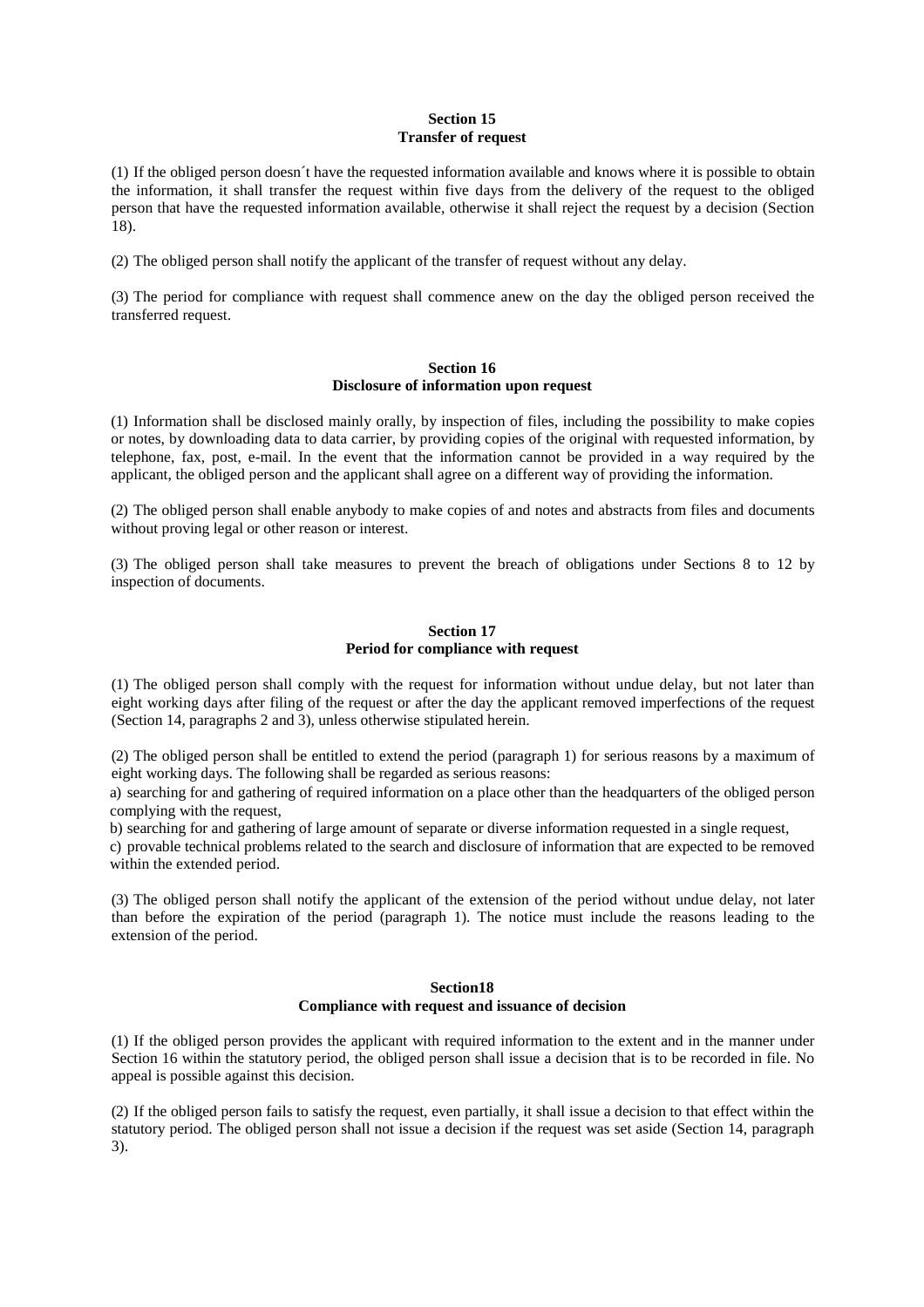**Section 15**
**Transfer of request**

(1) If the obliged person doesn´t have the requested information available and knows where it is possible to obtain the information, it shall transfer the request within five days from the delivery of the request to the obliged person that have the requested information available, otherwise it shall reject the request by a decision (Section 18).

(2) The obliged person shall notify the applicant of the transfer of request without any delay.

(3) The period for compliance with request shall commence anew on the day the obliged person received the transferred request.

**Section 16**
**Disclosure of information upon request**

(1) Information shall be disclosed mainly orally, by inspection of files, including the possibility to make copies or notes, by downloading data to data carrier, by providing copies of the original with requested information, by telephone, fax, post, e-mail. In the event that the information cannot be provided in a way required by the applicant, the obliged person and the applicant shall agree on a different way of providing the information.

(2) The obliged person shall enable anybody to make copies of and notes and abstracts from files and documents without proving legal or other reason or interest.

(3) The obliged person shall take measures to prevent the breach of obligations under Sections 8 to 12 by inspection of documents.

**Section 17**
**Period for compliance with request**

(1) The obliged person shall comply with the request for information without undue delay, but not later than eight working days after filing of the request or after the day the applicant removed imperfections of the request (Section 14, paragraphs 2 and 3), unless otherwise stipulated herein.

(2) The obliged person shall be entitled to extend the period (paragraph 1) for serious reasons by a maximum of eight working days. The following shall be regarded as serious reasons:

a) searching for and gathering of required information on a place other than the headquarters of the obliged person complying with the request,

b) searching for and gathering of large amount of separate or diverse information requested in a single request,

c) provable technical problems related to the search and disclosure of information that are expected to be removed within the extended period.

(3) The obliged person shall notify the applicant of the extension of the period without undue delay, not later than before the expiration of the period (paragraph 1). The notice must include the reasons leading to the extension of the period.

**Section18**
**Compliance with request and issuance of decision**

(1) If the obliged person provides the applicant with required information to the extent and in the manner under Section 16 within the statutory period, the obliged person shall issue a decision that is to be recorded in file. No appeal is possible against this decision.

(2) If the obliged person fails to satisfy the request, even partially, it shall issue a decision to that effect within the statutory period. The obliged person shall not issue a decision if the request was set aside (Section 14, paragraph 3).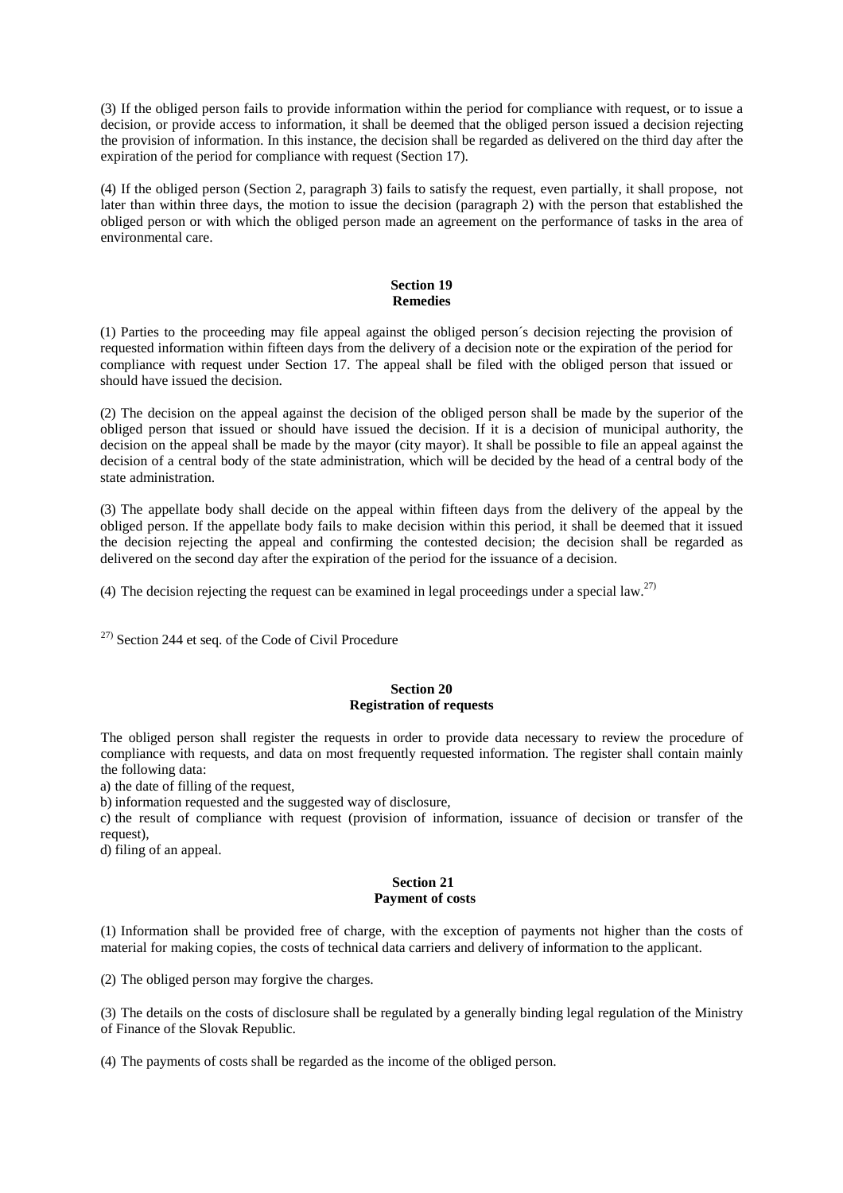(3) If the obliged person fails to provide information within the period for compliance with request, or to issue a decision, or provide access to information, it shall be deemed that the obliged person issued a decision rejecting the provision of information. In this instance, the decision shall be regarded as delivered on the third day after the expiration of the period for compliance with request (Section 17).

(4) If the obliged person (Section 2, paragraph 3) fails to satisfy the request, even partially, it shall propose, not later than within three days, the motion to issue the decision (paragraph 2) with the person that established the obliged person or with which the obliged person made an agreement on the performance of tasks in the area of environmental care.

### Section 19
### Remedies

(1) Parties to the proceeding may file appeal against the obliged person´s decision rejecting the provision of requested information within fifteen days from the delivery of a decision note or the expiration of the period for compliance with request under Section 17. The appeal shall be filed with the obliged person that issued or should have issued the decision.

(2) The decision on the appeal against the decision of the obliged person shall be made by the superior of the obliged person that issued or should have issued the decision. If it is a decision of municipal authority, the decision on the appeal shall be made by the mayor (city mayor). It shall be possible to file an appeal against the decision of a central body of the state administration, which will be decided by the head of a central body of the state administration.

(3) The appellate body shall decide on the appeal within fifteen days from the delivery of the appeal by the obliged person. If the appellate body fails to make decision within this period, it shall be deemed that it issued the decision rejecting the appeal and confirming the contested decision; the decision shall be regarded as delivered on the second day after the expiration of the period for the issuance of a decision.

(4) The decision rejecting the request can be examined in legal proceedings under a special law.[27)]

[27)] Section 244 et seq. of the Code of Civil Procedure

### Section 20
### Registration of requests

The obliged person shall register the requests in order to provide data necessary to review the procedure of compliance with requests, and data on most frequently requested information. The register shall contain mainly the following data:

a) the date of filling of the request,

b) information requested and the suggested way of disclosure,

c) the result of compliance with request (provision of information, issuance of decision or transfer of the request),

d) filing of an appeal.

### Section 21
### Payment of costs

(1) Information shall be provided free of charge, with the exception of payments not higher than the costs of material for making copies, the costs of technical data carriers and delivery of information to the applicant.

(2) The obliged person may forgive the charges.

(3) The details on the costs of disclosure shall be regulated by a generally binding legal regulation of the Ministry of Finance of the Slovak Republic.

(4) The payments of costs shall be regarded as the income of the obliged person.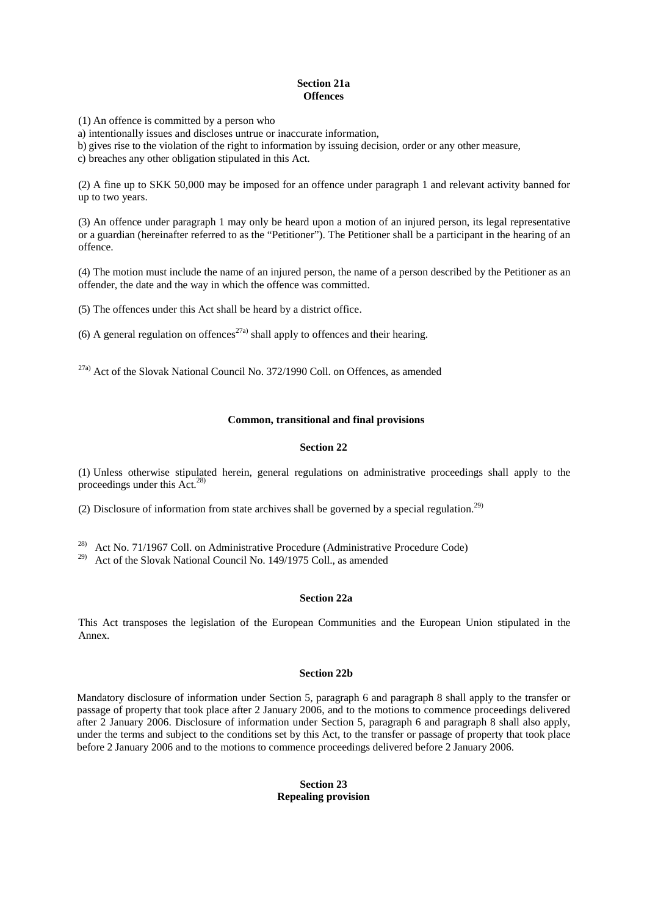**Section 21a**
**Offences**

(1) An offence is committed by a person who

a) intentionally issues and discloses untrue or inaccurate information,

b) gives rise to the violation of the right to information by issuing decision, order or any other measure,

c) breaches any other obligation stipulated in this Act.

(2) A fine up to SKK 50,000 may be imposed for an offence under paragraph 1 and relevant activity banned for up to two years.

(3) An offence under paragraph 1 may only be heard upon a motion of an injured person, its legal representative or a guardian (hereinafter referred to as the "Petitioner"). The Petitioner shall be a participant in the hearing of an offence.

(4) The motion must include the name of an injured person, the name of a person described by the Petitioner as an offender, the date and the way in which the offence was committed.

(5) The offences under this Act shall be heard by a district office.

(6) A general regulation on offences[27a)] shall apply to offences and their hearing.

[27a)] Act of the Slovak National Council No. 372/1990 Coll. on Offences, as amended

**Common, transitional and final provisions**

**Section 22**

(1) Unless otherwise stipulated herein, general regulations on administrative proceedings shall apply to the proceedings under this Act.[28)]

(2) Disclosure of information from state archives shall be governed by a special regulation.[29)]

[28)] Act No. 71/1967 Coll. on Administrative Procedure (Administrative Procedure Code)

[29)] Act of the Slovak National Council No. 149/1975 Coll., as amended

**Section 22a**

This Act transposes the legislation of the European Communities and the European Union stipulated in the Annex.

**Section 22b**

Mandatory disclosure of information under Section 5, paragraph 6 and paragraph 8 shall apply to the transfer or passage of property that took place after 2 January 2006, and to the motions to commence proceedings delivered after 2 January 2006. Disclosure of information under Section 5, paragraph 6 and paragraph 8 shall also apply, under the terms and subject to the conditions set by this Act, to the transfer or passage of property that took place before 2 January 2006 and to the motions to commence proceedings delivered before 2 January 2006.

**Section 23**
**Repealing provision**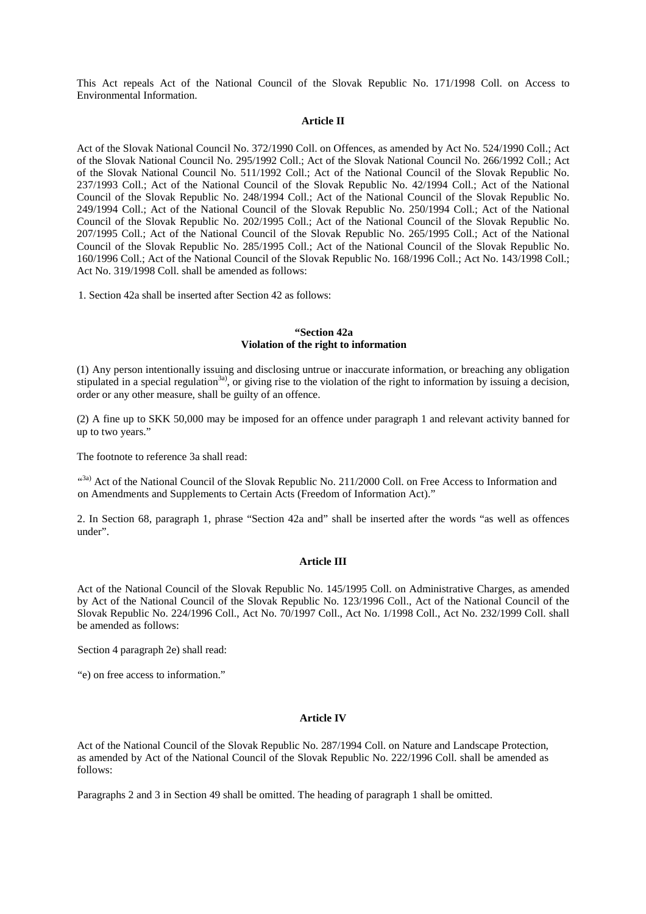This Act repeals Act of the National Council of the Slovak Republic No. 171/1998 Coll. on Access to Environmental Information.

### Article II

Act of the Slovak National Council No. 372/1990 Coll. on Offences, as amended by Act No. 524/1990 Coll.; Act of the Slovak National Council No. 295/1992 Coll.; Act of the Slovak National Council No. 266/1992 Coll.; Act of the Slovak National Council No. 511/1992 Coll.; Act of the National Council of the Slovak Republic No. 237/1993 Coll.; Act of the National Council of the Slovak Republic No. 42/1994 Coll.; Act of the National Council of the Slovak Republic No. 248/1994 Coll.; Act of the National Council of the Slovak Republic No. 249/1994 Coll.; Act of the National Council of the Slovak Republic No. 250/1994 Coll.; Act of the National Council of the Slovak Republic No. 202/1995 Coll.; Act of the National Council of the Slovak Republic No. 207/1995 Coll.; Act of the National Council of the Slovak Republic No. 265/1995 Coll.; Act of the National Council of the Slovak Republic No. 285/1995 Coll.; Act of the National Council of the Slovak Republic No. 160/1996 Coll.; Act of the National Council of the Slovak Republic No. 168/1996 Coll.; Act No. 143/1998 Coll.; Act No. 319/1998 Coll. shall be amended as follows:

1. Section 42a shall be inserted after Section 42 as follows:

**"Section 42a**
**Violation of the right to information**

(1) Any person intentionally issuing and disclosing untrue or inaccurate information, or breaching any obligation stipulated in a special regulation[3a)], or giving rise to the violation of the right to information by issuing a decision, order or any other measure, shall be guilty of an offence.

(2) A fine up to SKK 50,000 may be imposed for an offence under paragraph 1 and relevant activity banned for up to two years."

The footnote to reference 3a shall read:

"[3a)] Act of the National Council of the Slovak Republic No. 211/2000 Coll. on Free Access to Information and on Amendments and Supplements to Certain Acts (Freedom of Information Act)."

2. In Section 68, paragraph 1, phrase "Section 42a and" shall be inserted after the words "as well as offences under".

### Article III

Act of the National Council of the Slovak Republic No. 145/1995 Coll. on Administrative Charges, as amended by Act of the National Council of the Slovak Republic No. 123/1996 Coll., Act of the National Council of the Slovak Republic No. 224/1996 Coll., Act No. 70/1997 Coll., Act No. 1/1998 Coll., Act No. 232/1999 Coll. shall be amended as follows:

Section 4 paragraph 2e) shall read:

"e) on free access to information."

### Article IV

Act of the National Council of the Slovak Republic No. 287/1994 Coll. on Nature and Landscape Protection, as amended by Act of the National Council of the Slovak Republic No. 222/1996 Coll. shall be amended as follows:

Paragraphs 2 and 3 in Section 49 shall be omitted. The heading of paragraph 1 shall be omitted.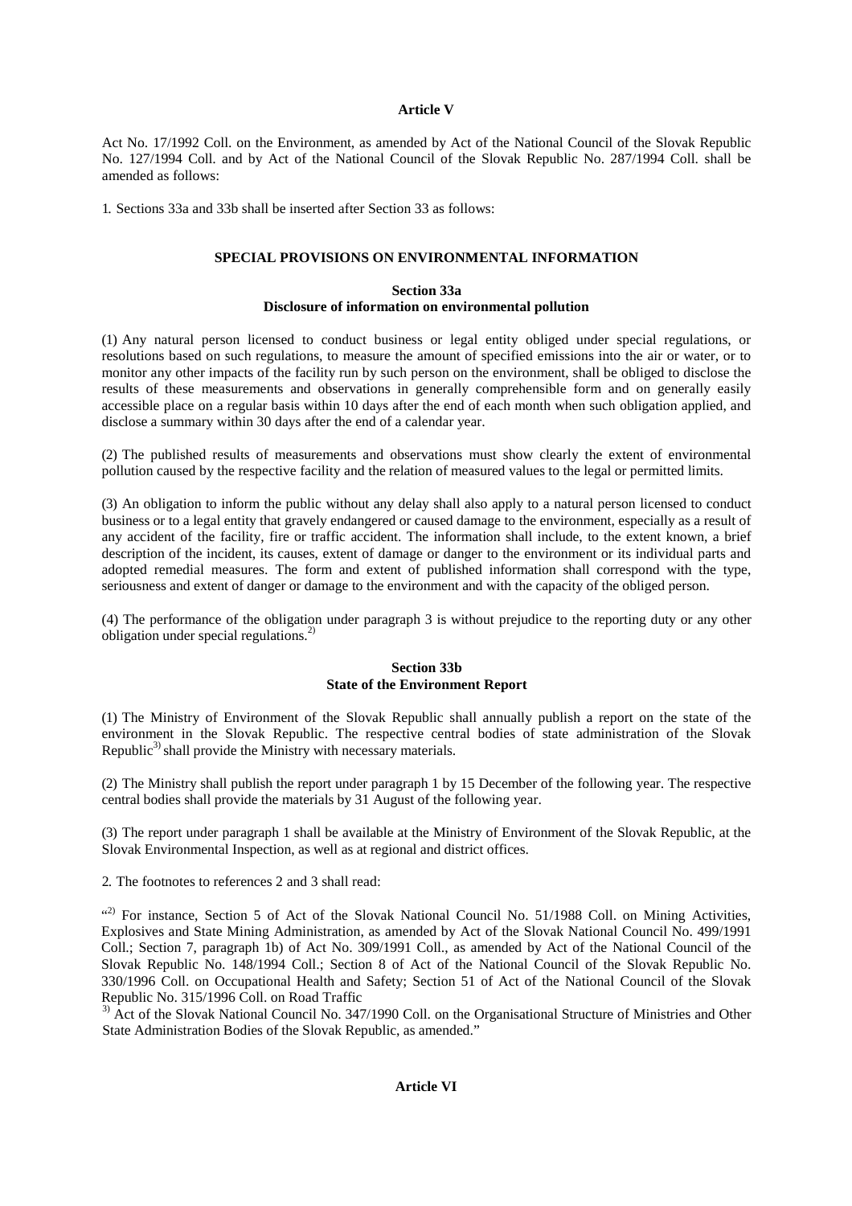## Article V

Act No. 17/1992 Coll. on the Environment, as amended by Act of the National Council of the Slovak Republic No. 127/1994 Coll. and by Act of the National Council of the Slovak Republic No. 287/1994 Coll. shall be amended as follows:

1. Sections 33a and 33b shall be inserted after Section 33 as follows:

### SPECIAL PROVISIONS ON ENVIRONMENTAL INFORMATION

#### Section 33a
#### Disclosure of information on environmental pollution

(1) Any natural person licensed to conduct business or legal entity obliged under special regulations, or resolutions based on such regulations, to measure the amount of specified emissions into the air or water, or to monitor any other impacts of the facility run by such person on the environment, shall be obliged to disclose the results of these measurements and observations in generally comprehensible form and on generally easily accessible place on a regular basis within 10 days after the end of each month when such obligation applied, and disclose a summary within 30 days after the end of a calendar year.

(2) The published results of measurements and observations must show clearly the extent of environmental pollution caused by the respective facility and the relation of measured values to the legal or permitted limits.

(3) An obligation to inform the public without any delay shall also apply to a natural person licensed to conduct business or to a legal entity that gravely endangered or caused damage to the environment, especially as a result of any accident of the facility, fire or traffic accident. The information shall include, to the extent known, a brief description of the incident, its causes, extent of damage or danger to the environment or its individual parts and adopted remedial measures. The form and extent of published information shall correspond with the type, seriousness and extent of danger or damage to the environment and with the capacity of the obliged person.

(4) The performance of the obligation under paragraph 3 is without prejudice to the reporting duty or any other obligation under special regulations.[2)]

#### Section 33b
#### State of the Environment Report

(1) The Ministry of Environment of the Slovak Republic shall annually publish a report on the state of the environment in the Slovak Republic. The respective central bodies of state administration of the Slovak Republic[3)] shall provide the Ministry with necessary materials.

(2) The Ministry shall publish the report under paragraph 1 by 15 December of the following year. The respective central bodies shall provide the materials by 31 August of the following year.

(3) The report under paragraph 1 shall be available at the Ministry of Environment of the Slovak Republic, at the Slovak Environmental Inspection, as well as at regional and district offices.

2. The footnotes to references 2 and 3 shall read:

"[2)] For instance, Section 5 of Act of the Slovak National Council No. 51/1988 Coll. on Mining Activities, Explosives and State Mining Administration, as amended by Act of the Slovak National Council No. 499/1991 Coll.; Section 7, paragraph 1b) of Act No. 309/1991 Coll., as amended by Act of the National Council of the Slovak Republic No. 148/1994 Coll.; Section 8 of Act of the National Council of the Slovak Republic No. 330/1996 Coll. on Occupational Health and Safety; Section 51 of Act of the National Council of the Slovak Republic No. 315/1996 Coll. on Road Traffic

[3)] Act of the Slovak National Council No. 347/1990 Coll. on the Organisational Structure of Ministries and Other State Administration Bodies of the Slovak Republic, as amended."

## Article VI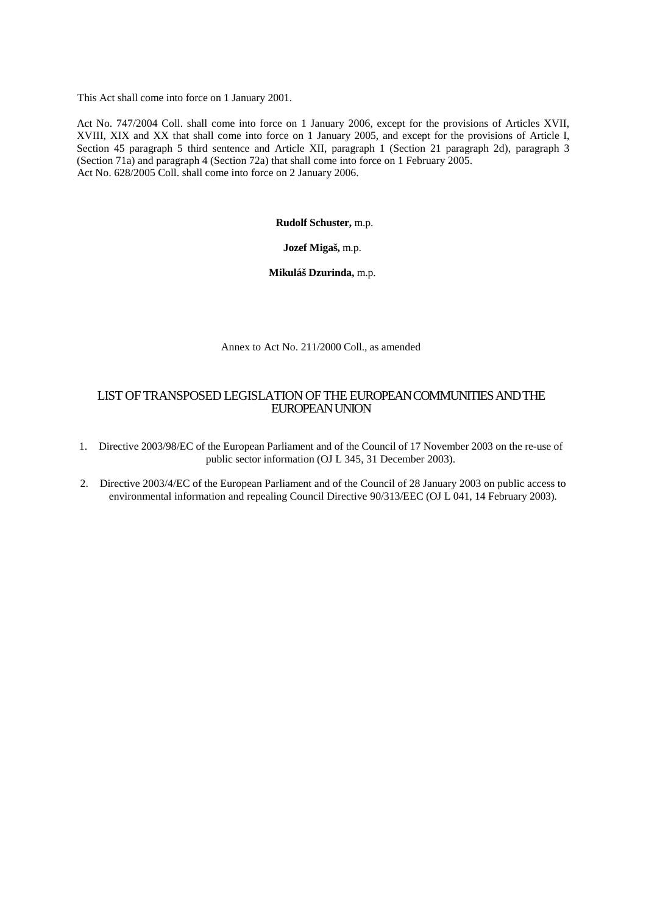This Act shall come into force on 1 January 2001.

Act No. 747/2004 Coll. shall come into force on 1 January 2006, except for the provisions of Articles XVII, XVIII, XIX and XX that shall come into force on 1 January 2005, and except for the provisions of Article I, Section 45 paragraph 5 third sentence and Article XII, paragraph 1 (Section 21 paragraph 2d), paragraph 3 (Section 71a) and paragraph 4 (Section 72a) that shall come into force on 1 February 2005.
Act No. 628/2005 Coll. shall come into force on 2 January 2006.

**Rudolf Schuster,** m.p.

**Jozef Migaš,** m.p.

**Mikuláš Dzurinda,** m.p.

Annex to Act No. 211/2000 Coll., as amended

## LIST OF TRANSPOSED LEGISLATION OF THE EUROPEAN COMMUNITIES AND THE EUROPEAN UNION

1. Directive 2003/98/EC of the European Parliament and of the Council of 17 November 2003 on the re-use of public sector information (OJ L 345, 31 December 2003).
2. Directive 2003/4/EC of the European Parliament and of the Council of 28 January 2003 on public access to environmental information and repealing Council Directive 90/313/EEC (OJ L 041, 14 February 2003).